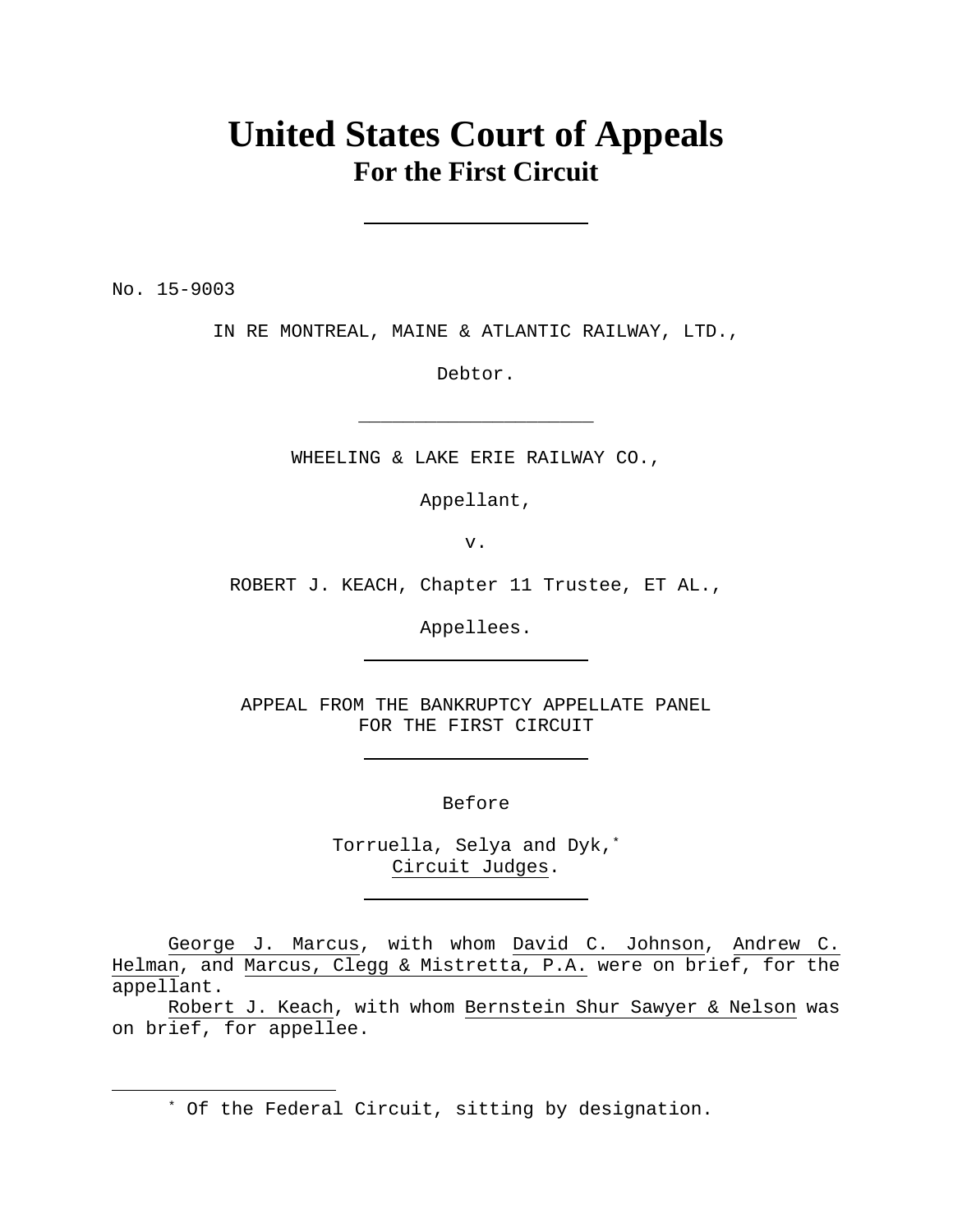# United States Court of Appeals
## For the First Circuit

---

No. 15-9003

IN RE MONTREAL, MAINE & ATLANTIC RAILWAY, LTD.,

Debtor.

---

WHEELING & LAKE ERIE RAILWAY CO.,

Appellant,

v.

ROBERT J. KEACH, Chapter 11 Trustee, ET AL.,

Appellees.

---

APPEAL FROM THE BANKRUPTCY APPELLATE PANEL
FOR THE FIRST CIRCUIT

---

Before

Torruella, Selya and Dyk,*
Circuit Judges.

---

George J. Marcus, with whom David C. Johnson, Andrew C. Helman, and Marcus, Clegg & Mistretta, P.A. were on brief, for the appellant.

Robert J. Keach, with whom Bernstein Shur Sawyer & Nelson was on brief, for appellee.

---

* Of the Federal Circuit, sitting by designation.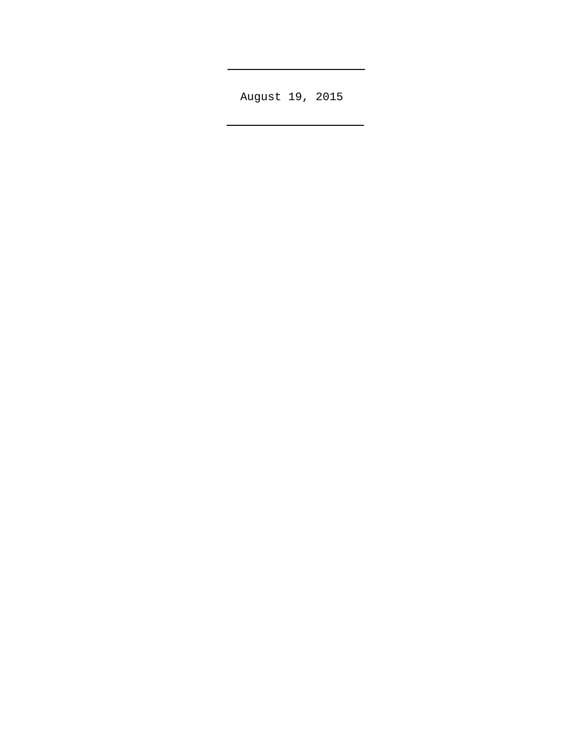August 19, 2015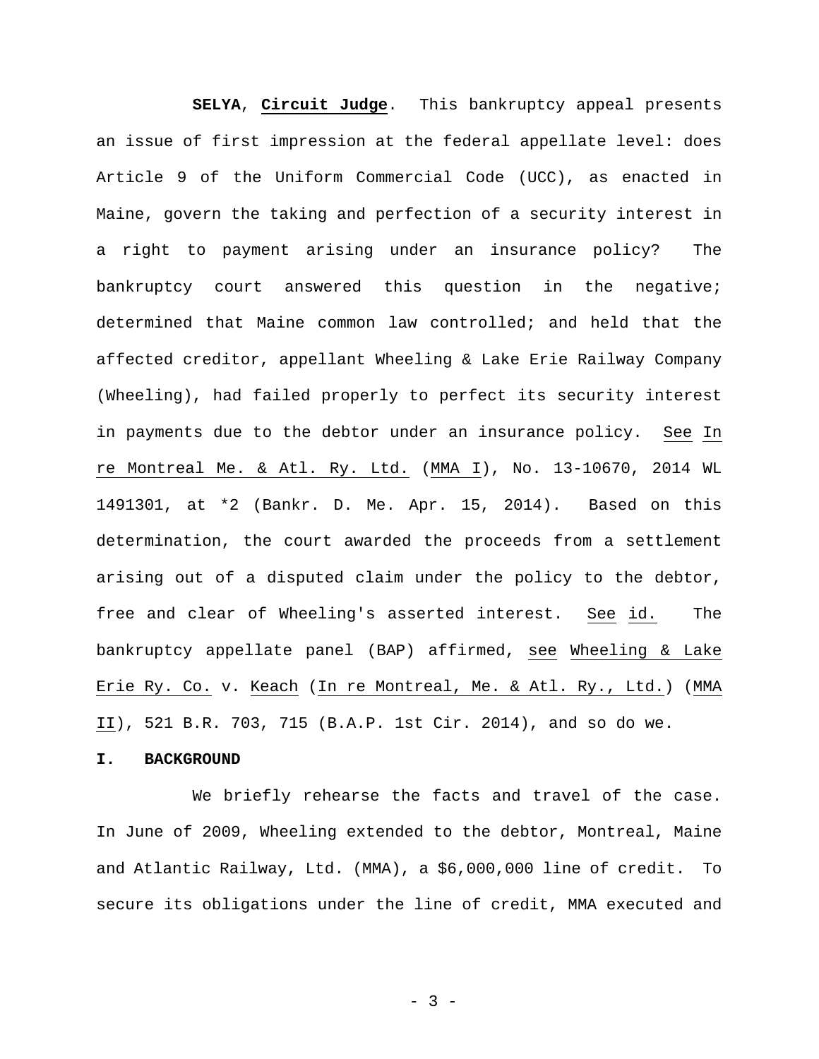**SELYA**, **Circuit Judge**. This bankruptcy appeal presents an issue of first impression at the federal appellate level: does Article 9 of the Uniform Commercial Code (UCC), as enacted in Maine, govern the taking and perfection of a security interest in a right to payment arising under an insurance policy? The bankruptcy court answered this question in the negative; determined that Maine common law controlled; and held that the affected creditor, appellant Wheeling & Lake Erie Railway Company (Wheeling), had failed properly to perfect its security interest in payments due to the debtor under an insurance policy. See In re Montreal Me. & Atl. Ry. Ltd. (MMA I), No. 13-10670, 2014 WL 1491301, at *2 (Bankr. D. Me. Apr. 15, 2014). Based on this determination, the court awarded the proceeds from a settlement arising out of a disputed claim under the policy to the debtor, free and clear of Wheeling's asserted interest. See id. The bankruptcy appellate panel (BAP) affirmed, see Wheeling & Lake Erie Ry. Co. v. Keach (In re Montreal, Me. & Atl. Ry., Ltd.) (MMA II), 521 B.R. 703, 715 (B.A.P. 1st Cir. 2014), and so do we.

## I. BACKGROUND

We briefly rehearse the facts and travel of the case. In June of 2009, Wheeling extended to the debtor, Montreal, Maine and Atlantic Railway, Ltd. (MMA), a $6,000,000 line of credit. To secure its obligations under the line of credit, MMA executed and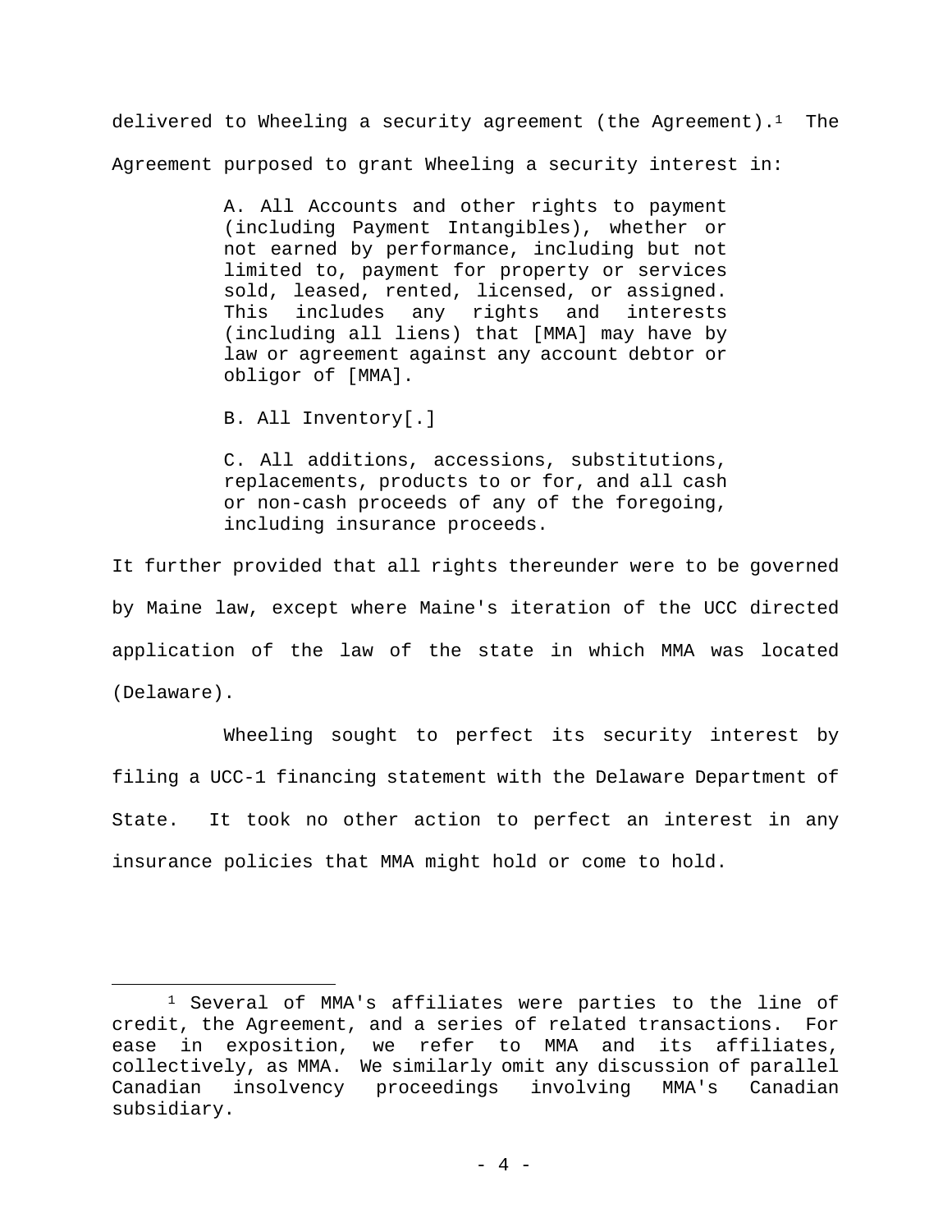delivered to Wheeling a security agreement (the Agreement).[1] The Agreement purposed to grant Wheeling a security interest in:

> A. All Accounts and other rights to payment (including Payment Intangibles), whether or not earned by performance, including but not limited to, payment for property or services sold, leased, rented, licensed, or assigned. This includes any rights and interests (including all liens) that [MMA] may have by law or agreement against any account debtor or obligor of [MMA].
>
> B. All Inventory[.]
>
> C. All additions, accessions, substitutions, replacements, products to or for, and all cash or non-cash proceeds of any of the foregoing, including insurance proceeds.

It further provided that all rights thereunder were to be governed by Maine law, except where Maine's iteration of the UCC directed application of the law of the state in which MMA was located (Delaware).

Wheeling sought to perfect its security interest by filing a UCC-1 financing statement with the Delaware Department of State. It took no other action to perfect an interest in any insurance policies that MMA might hold or come to hold.

---

[1] Several of MMA's affiliates were parties to the line of credit, the Agreement, and a series of related transactions. For ease in exposition, we refer to MMA and its affiliates, collectively, as MMA. We similarly omit any discussion of parallel Canadian insolvency proceedings involving MMA's Canadian subsidiary.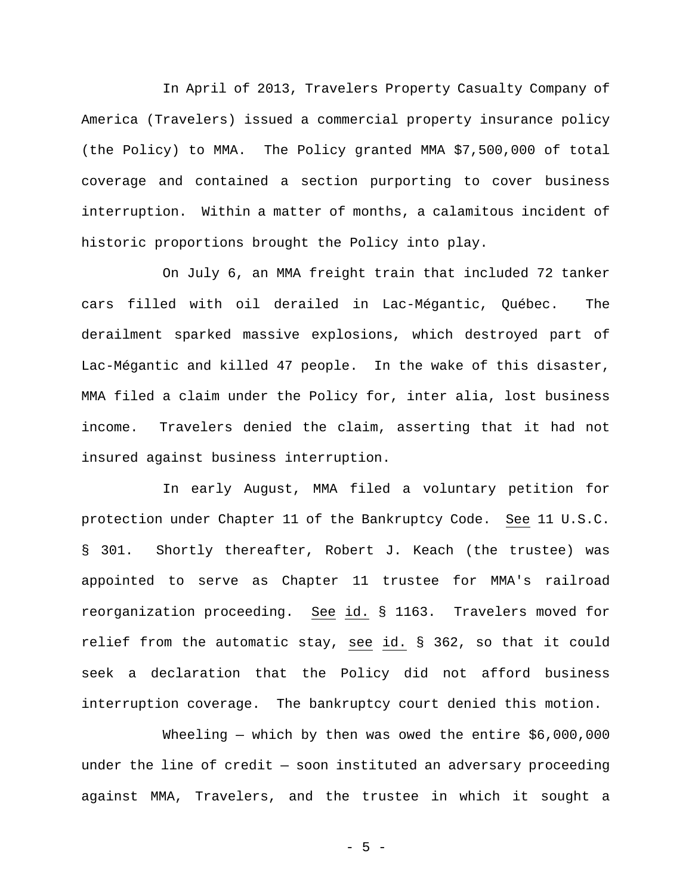In April of 2013, Travelers Property Casualty Company of America (Travelers) issued a commercial property insurance policy (the Policy) to MMA. The Policy granted MMA $7,500,000 of total coverage and contained a section purporting to cover business interruption. Within a matter of months, a calamitous incident of historic proportions brought the Policy into play.

On July 6, an MMA freight train that included 72 tanker cars filled with oil derailed in Lac-Mégantic, Québec. The derailment sparked massive explosions, which destroyed part of Lac-Mégantic and killed 47 people. In the wake of this disaster, MMA filed a claim under the Policy for, inter alia, lost business income. Travelers denied the claim, asserting that it had not insured against business interruption.

In early August, MMA filed a voluntary petition for protection under Chapter 11 of the Bankruptcy Code. See 11 U.S.C. § 301. Shortly thereafter, Robert J. Keach (the trustee) was appointed to serve as Chapter 11 trustee for MMA's railroad reorganization proceeding. See id. § 1163. Travelers moved for relief from the automatic stay, see id. § 362, so that it could seek a declaration that the Policy did not afford business interruption coverage. The bankruptcy court denied this motion.

Wheeling — which by then was owed the entire $6,000,000 under the line of credit — soon instituted an adversary proceeding against MMA, Travelers, and the trustee in which it sought a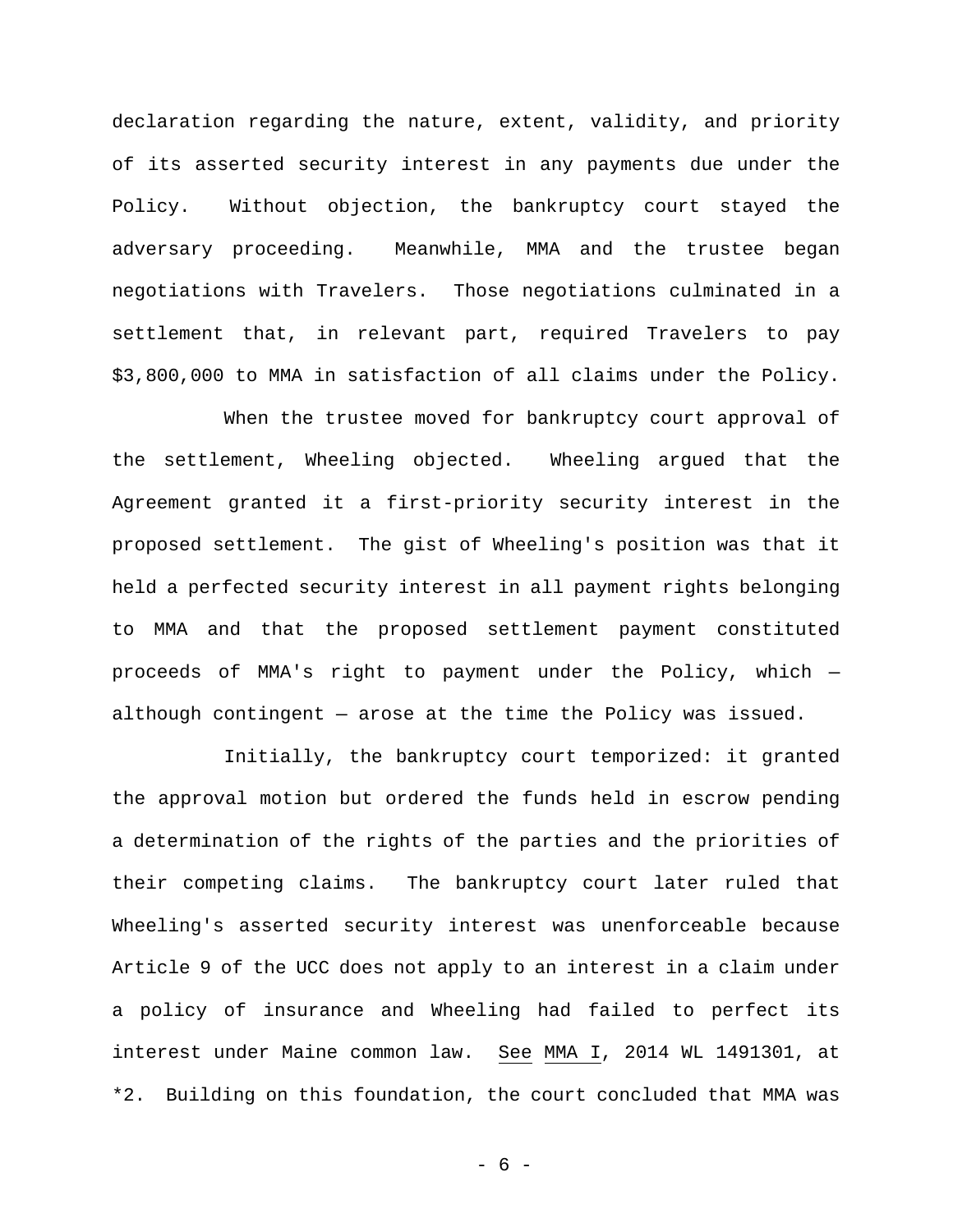declaration regarding the nature, extent, validity, and priority of its asserted security interest in any payments due under the Policy. Without objection, the bankruptcy court stayed the adversary proceeding. Meanwhile, MMA and the trustee began negotiations with Travelers. Those negotiations culminated in a settlement that, in relevant part, required Travelers to pay $3,800,000 to MMA in satisfaction of all claims under the Policy.

When the trustee moved for bankruptcy court approval of the settlement, Wheeling objected. Wheeling argued that the Agreement granted it a first-priority security interest in the proposed settlement. The gist of Wheeling's position was that it held a perfected security interest in all payment rights belonging to MMA and that the proposed settlement payment constituted proceeds of MMA's right to payment under the Policy, which — although contingent — arose at the time the Policy was issued.

Initially, the bankruptcy court temporized: it granted the approval motion but ordered the funds held in escrow pending a determination of the rights of the parties and the priorities of their competing claims. The bankruptcy court later ruled that Wheeling's asserted security interest was unenforceable because Article 9 of the UCC does not apply to an interest in a claim under a policy of insurance and Wheeling had failed to perfect its interest under Maine common law. See MMA I, 2014 WL 1491301, at *2. Building on this foundation, the court concluded that MMA was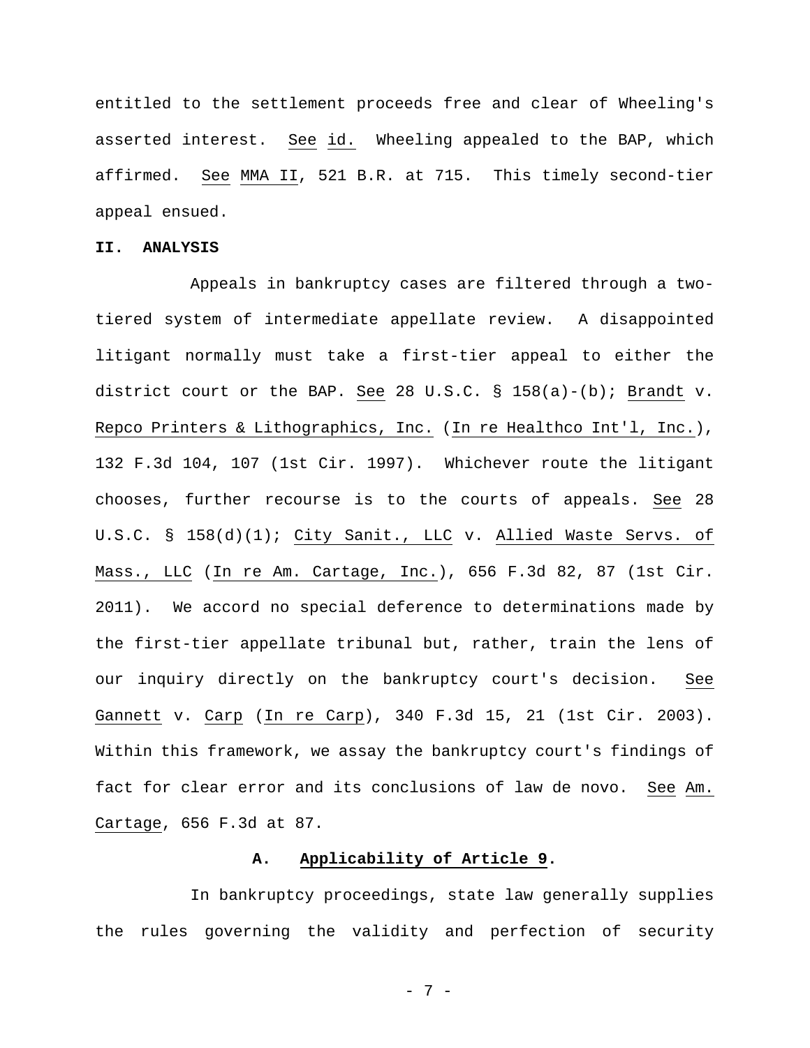entitled to the settlement proceeds free and clear of Wheeling's asserted interest. See id. Wheeling appealed to the BAP, which affirmed. See MMA II, 521 B.R. at 715. This timely second-tier appeal ensued.

## II. ANALYSIS

Appeals in bankruptcy cases are filtered through a two-tiered system of intermediate appellate review. A disappointed litigant normally must take a first-tier appeal to either the district court or the BAP. See 28 U.S.C. § 158(a)-(b); Brandt v. Repco Printers & Lithographics, Inc. (In re Healthco Int'l, Inc.), 132 F.3d 104, 107 (1st Cir. 1997). Whichever route the litigant chooses, further recourse is to the courts of appeals. See 28 U.S.C. § 158(d)(1); City Sanit., LLC v. Allied Waste Servs. of Mass., LLC (In re Am. Cartage, Inc.), 656 F.3d 82, 87 (1st Cir. 2011). We accord no special deference to determinations made by the first-tier appellate tribunal but, rather, train the lens of our inquiry directly on the bankruptcy court's decision. See Gannett v. Carp (In re Carp), 340 F.3d 15, 21 (1st Cir. 2003). Within this framework, we assay the bankruptcy court's findings of fact for clear error and its conclusions of law de novo. See Am. Cartage, 656 F.3d at 87.

### A. Applicability of Article 9.

In bankruptcy proceedings, state law generally supplies the rules governing the validity and perfection of security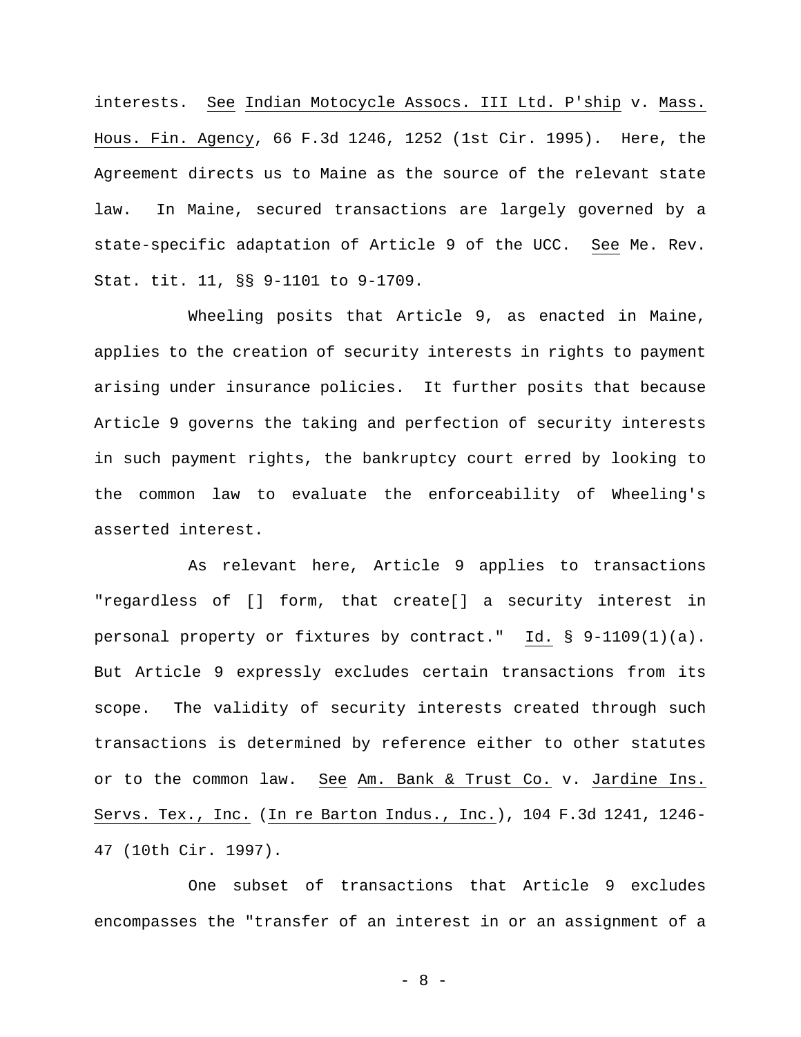interests. See Indian Motocycle Assocs. III Ltd. P'ship v. Mass. Hous. Fin. Agency, 66 F.3d 1246, 1252 (1st Cir. 1995). Here, the Agreement directs us to Maine as the source of the relevant state law. In Maine, secured transactions are largely governed by a state-specific adaptation of Article 9 of the UCC. See Me. Rev. Stat. tit. 11, §§ 9-1101 to 9-1709.

Wheeling posits that Article 9, as enacted in Maine, applies to the creation of security interests in rights to payment arising under insurance policies. It further posits that because Article 9 governs the taking and perfection of security interests in such payment rights, the bankruptcy court erred by looking to the common law to evaluate the enforceability of Wheeling's asserted interest.

As relevant here, Article 9 applies to transactions "regardless of [] form, that create[] a security interest in personal property or fixtures by contract." Id. § 9-1109(1)(a). But Article 9 expressly excludes certain transactions from its scope. The validity of security interests created through such transactions is determined by reference either to other statutes or to the common law. See Am. Bank & Trust Co. v. Jardine Ins. Servs. Tex., Inc. (In re Barton Indus., Inc.), 104 F.3d 1241, 1246-47 (10th Cir. 1997).

One subset of transactions that Article 9 excludes encompasses the "transfer of an interest in or an assignment of a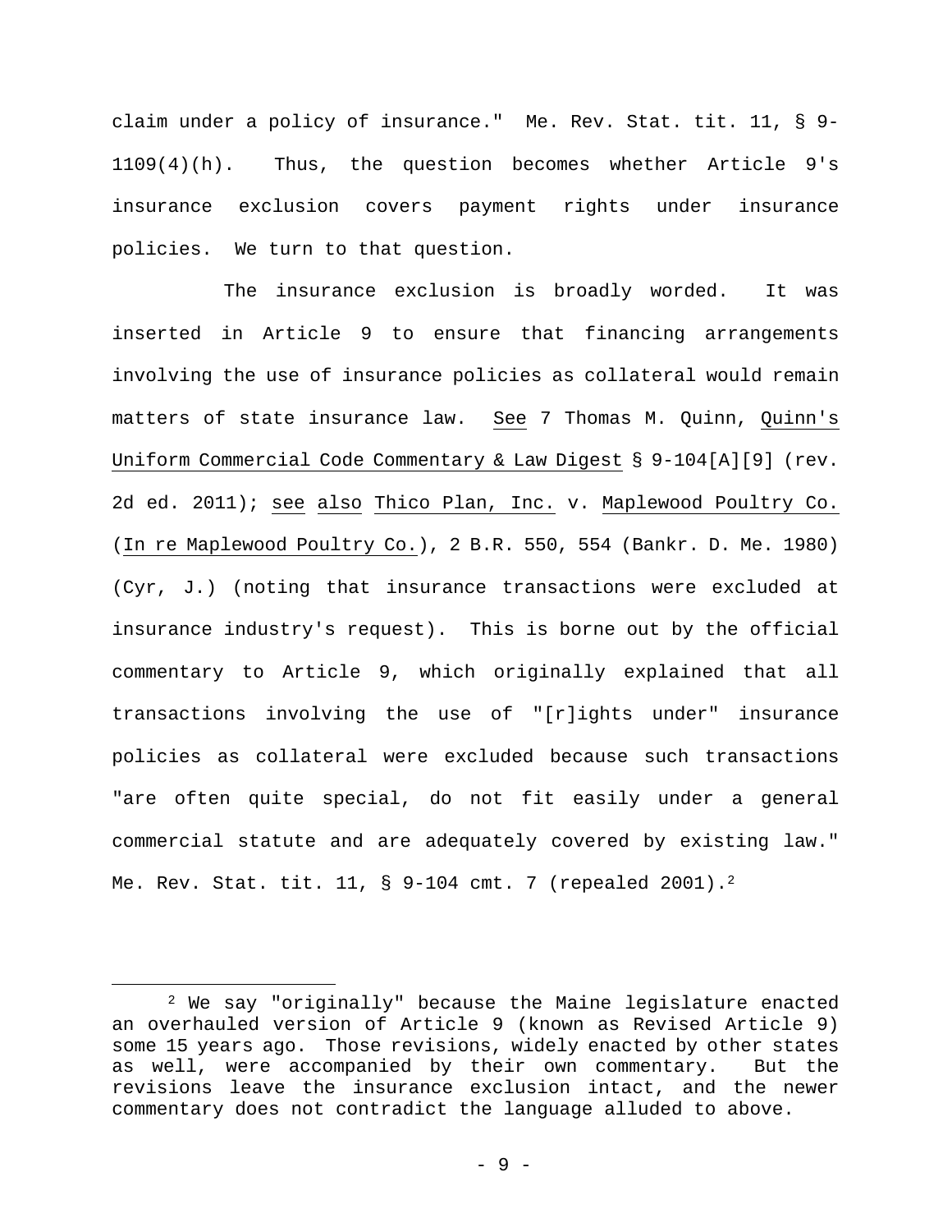claim under a policy of insurance." Me. Rev. Stat. tit. 11, § 9-1109(4)(h). Thus, the question becomes whether Article 9's insurance exclusion covers payment rights under insurance policies. We turn to that question.

The insurance exclusion is broadly worded. It was inserted in Article 9 to ensure that financing arrangements involving the use of insurance policies as collateral would remain matters of state insurance law. _See_ 7 Thomas M. Quinn, _Quinn's Uniform Commercial Code Commentary & Law Digest_ § 9-104[A][9] (rev. 2d ed. 2011); _see also_ _Thico Plan, Inc._ v. _Maplewood Poultry Co._ (_In re Maplewood Poultry Co._), 2 B.R. 550, 554 (Bankr. D. Me. 1980) (Cyr, J.) (noting that insurance transactions were excluded at insurance industry's request). This is borne out by the official commentary to Article 9, which originally explained that all transactions involving the use of "[r]ights under" insurance policies as collateral were excluded because such transactions "are often quite special, do not fit easily under a general commercial statute and are adequately covered by existing law." Me. Rev. Stat. tit. 11, § 9-104 cmt. 7 (repealed 2001).[2]

---

[2] We say "originally" because the Maine legislature enacted an overhauled version of Article 9 (known as Revised Article 9) some 15 years ago. Those revisions, widely enacted by other states as well, were accompanied by their own commentary. But the revisions leave the insurance exclusion intact, and the newer commentary does not contradict the language alluded to above.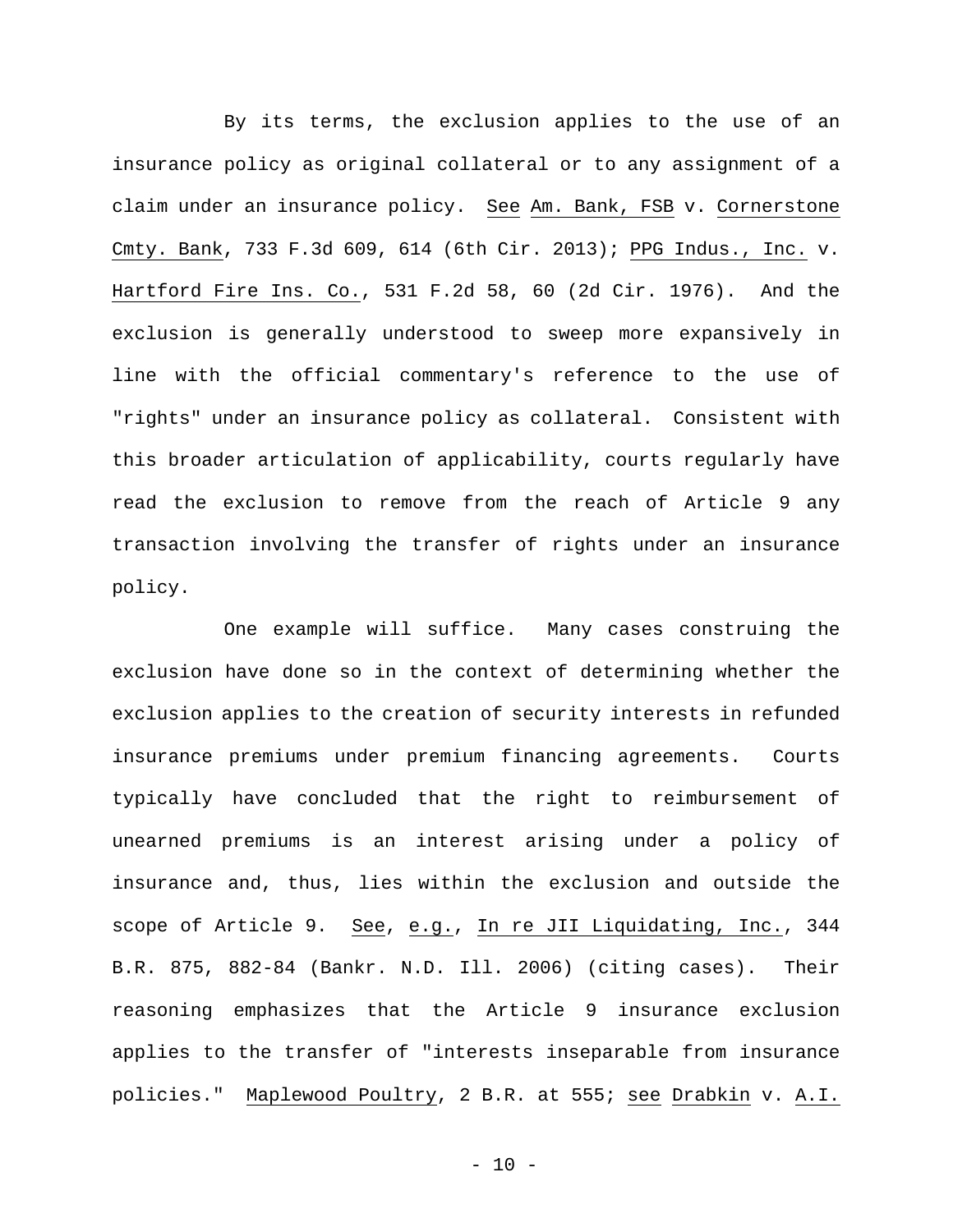By its terms, the exclusion applies to the use of an insurance policy as original collateral or to any assignment of a claim under an insurance policy. See Am. Bank, FSB v. Cornerstone Cmty. Bank, 733 F.3d 609, 614 (6th Cir. 2013); PPG Indus., Inc. v. Hartford Fire Ins. Co., 531 F.2d 58, 60 (2d Cir. 1976). And the exclusion is generally understood to sweep more expansively in line with the official commentary's reference to the use of "rights" under an insurance policy as collateral. Consistent with this broader articulation of applicability, courts regularly have read the exclusion to remove from the reach of Article 9 any transaction involving the transfer of rights under an insurance policy.

One example will suffice. Many cases construing the exclusion have done so in the context of determining whether the exclusion applies to the creation of security interests in refunded insurance premiums under premium financing agreements. Courts typically have concluded that the right to reimbursement of unearned premiums is an interest arising under a policy of insurance and, thus, lies within the exclusion and outside the scope of Article 9. See, e.g., In re JII Liquidating, Inc., 344 B.R. 875, 882-84 (Bankr. N.D. Ill. 2006) (citing cases). Their reasoning emphasizes that the Article 9 insurance exclusion applies to the transfer of "interests inseparable from insurance policies." Maplewood Poultry, 2 B.R. at 555; see Drabkin v. A.I.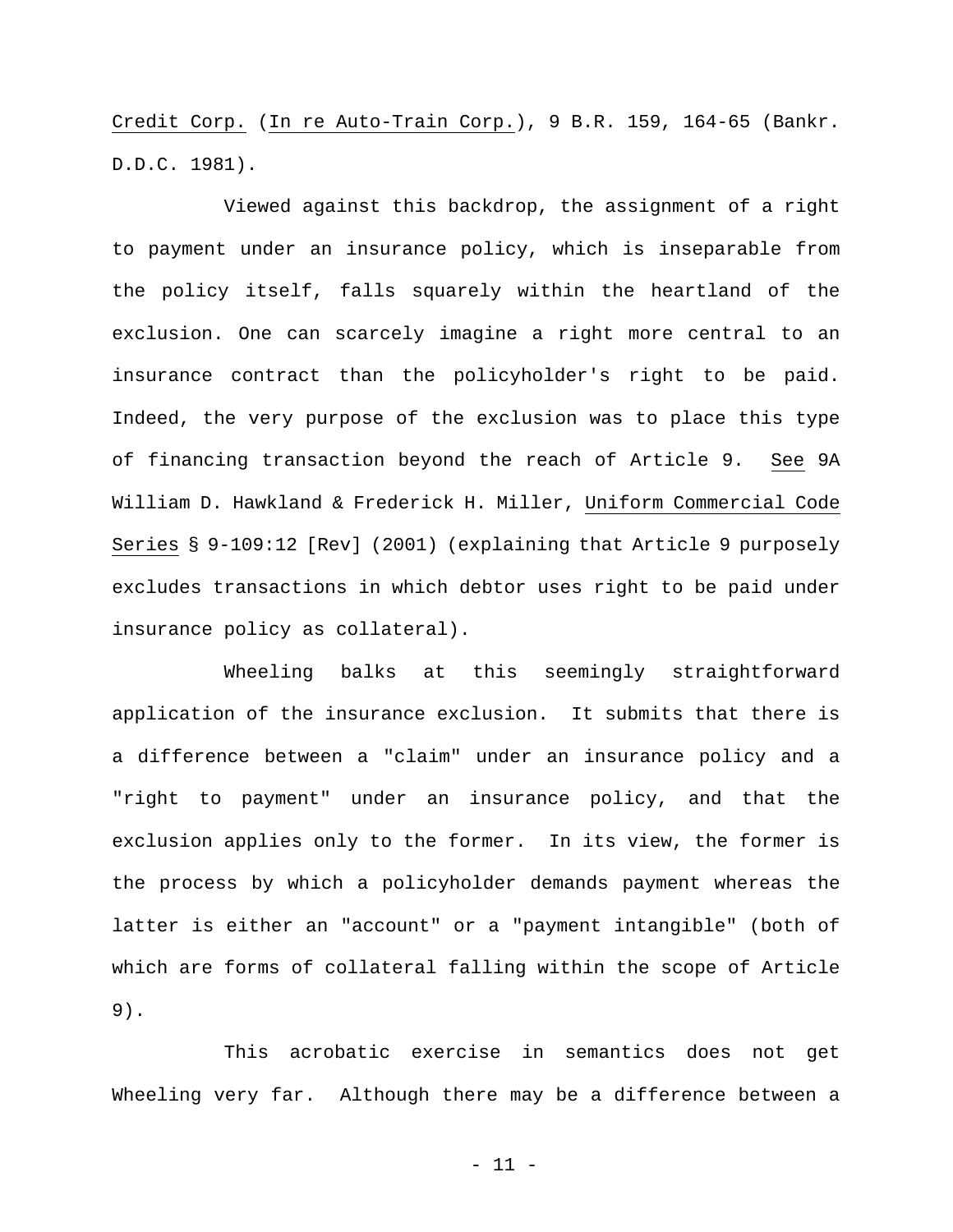Credit Corp. (In re Auto-Train Corp.), 9 B.R. 159, 164-65 (Bankr. D.D.C. 1981).

Viewed against this backdrop, the assignment of a right to payment under an insurance policy, which is inseparable from the policy itself, falls squarely within the heartland of the exclusion. One can scarcely imagine a right more central to an insurance contract than the policyholder's right to be paid. Indeed, the very purpose of the exclusion was to place this type of financing transaction beyond the reach of Article 9. See 9A William D. Hawkland & Frederick H. Miller, Uniform Commercial Code Series § 9-109:12 [Rev] (2001) (explaining that Article 9 purposely excludes transactions in which debtor uses right to be paid under insurance policy as collateral).

Wheeling balks at this seemingly straightforward application of the insurance exclusion. It submits that there is a difference between a "claim" under an insurance policy and a "right to payment" under an insurance policy, and that the exclusion applies only to the former. In its view, the former is the process by which a policyholder demands payment whereas the latter is either an "account" or a "payment intangible" (both of which are forms of collateral falling within the scope of Article 9).

This acrobatic exercise in semantics does not get Wheeling very far. Although there may be a difference between a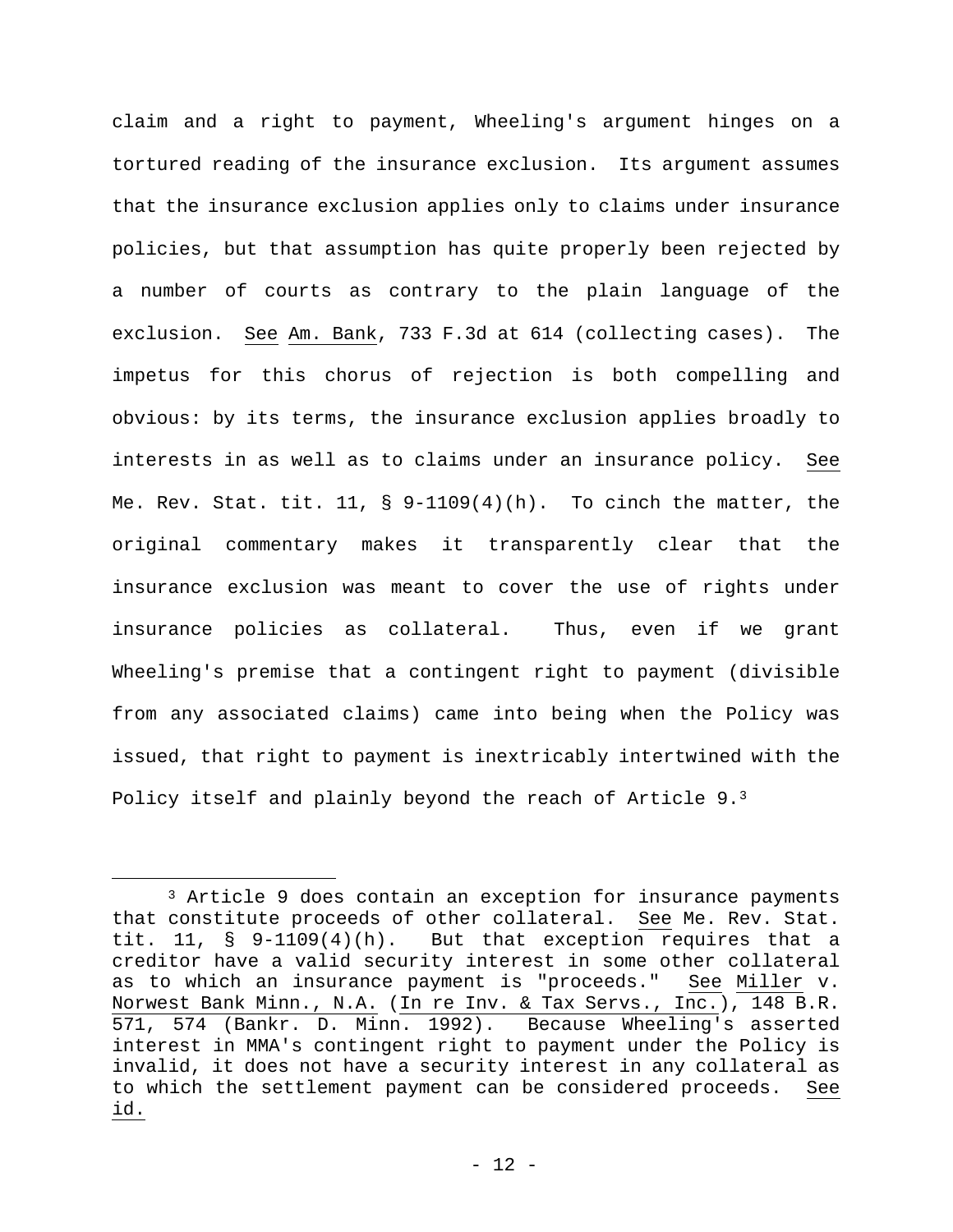claim and a right to payment, Wheeling's argument hinges on a tortured reading of the insurance exclusion. Its argument assumes that the insurance exclusion applies only to claims under insurance policies, but that assumption has quite properly been rejected by a number of courts as contrary to the plain language of the exclusion. _See_ _Am. Bank_, 733 F.3d at 614 (collecting cases). The impetus for this chorus of rejection is both compelling and obvious: by its terms, the insurance exclusion applies broadly to interests in as well as to claims under an insurance policy. _See_ Me. Rev. Stat. tit. 11, § 9-1109(4)(h). To cinch the matter, the original commentary makes it transparently clear that the insurance exclusion was meant to cover the use of rights under insurance policies as collateral. Thus, even if we grant Wheeling's premise that a contingent right to payment (divisible from any associated claims) came into being when the Policy was issued, that right to payment is inextricably intertwined with the Policy itself and plainly beyond the reach of Article 9.[3]

---

[3] Article 9 does contain an exception for insurance payments that constitute proceeds of other collateral. _See_ Me. Rev. Stat. tit. 11, § 9-1109(4)(h). But that exception requires that a creditor have a valid security interest in some other collateral as to which an insurance payment is "proceeds." _See_ _Miller_ v. _Norwest Bank Minn., N.A._ (_In re Inv. & Tax Servs., Inc._), 148 B.R. 571, 574 (Bankr. D. Minn. 1992). Because Wheeling's asserted interest in MMA's contingent right to payment under the Policy is invalid, it does not have a security interest in any collateral as to which the settlement payment can be considered proceeds. _See_ _id._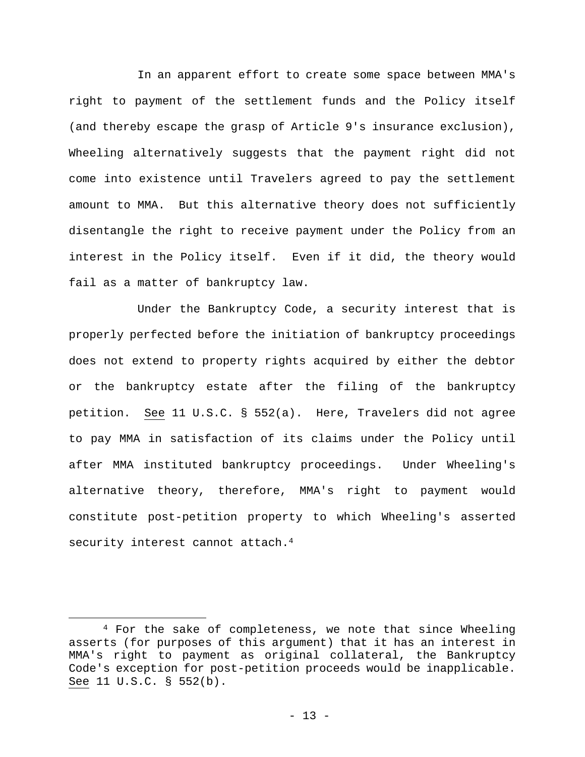In an apparent effort to create some space between MMA's right to payment of the settlement funds and the Policy itself (and thereby escape the grasp of Article 9's insurance exclusion), Wheeling alternatively suggests that the payment right did not come into existence until Travelers agreed to pay the settlement amount to MMA. But this alternative theory does not sufficiently disentangle the right to receive payment under the Policy from an interest in the Policy itself. Even if it did, the theory would fail as a matter of bankruptcy law.

Under the Bankruptcy Code, a security interest that is properly perfected before the initiation of bankruptcy proceedings does not extend to property rights acquired by either the debtor or the bankruptcy estate after the filing of the bankruptcy petition. See 11 U.S.C. § 552(a). Here, Travelers did not agree to pay MMA in satisfaction of its claims under the Policy until after MMA instituted bankruptcy proceedings. Under Wheeling's alternative theory, therefore, MMA's right to payment would constitute post-petition property to which Wheeling's asserted security interest cannot attach.[4]

---

[4] For the sake of completeness, we note that since Wheeling asserts (for purposes of this argument) that it has an interest in MMA's right to payment as original collateral, the Bankruptcy Code's exception for post-petition proceeds would be inapplicable. See 11 U.S.C. § 552(b).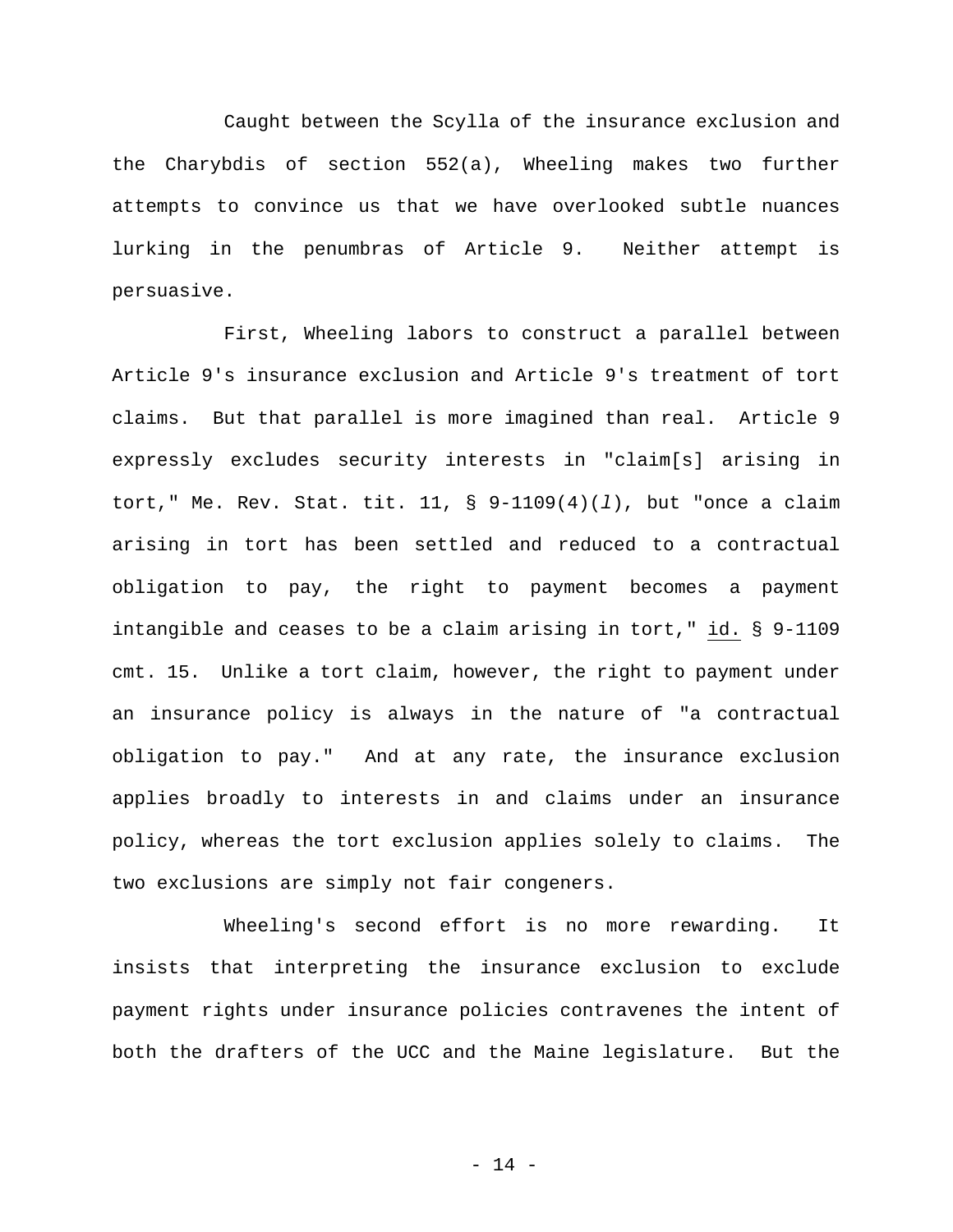Caught between the Scylla of the insurance exclusion and the Charybdis of section 552(a), Wheeling makes two further attempts to convince us that we have overlooked subtle nuances lurking in the penumbras of Article 9. Neither attempt is persuasive.

First, Wheeling labors to construct a parallel between Article 9's insurance exclusion and Article 9's treatment of tort claims. But that parallel is more imagined than real. Article 9 expressly excludes security interests in "claim[s] arising in tort," Me. Rev. Stat. tit. 11, § 9-1109(4)(*l*), but "once a claim arising in tort has been settled and reduced to a contractual obligation to pay, the right to payment becomes a payment intangible and ceases to be a claim arising in tort," id. § 9-1109 cmt. 15. Unlike a tort claim, however, the right to payment under an insurance policy is always in the nature of "a contractual obligation to pay." And at any rate, the insurance exclusion applies broadly to interests in and claims under an insurance policy, whereas the tort exclusion applies solely to claims. The two exclusions are simply not fair congeners.

Wheeling's second effort is no more rewarding. It insists that interpreting the insurance exclusion to exclude payment rights under insurance policies contravenes the intent of both the drafters of the UCC and the Maine legislature. But the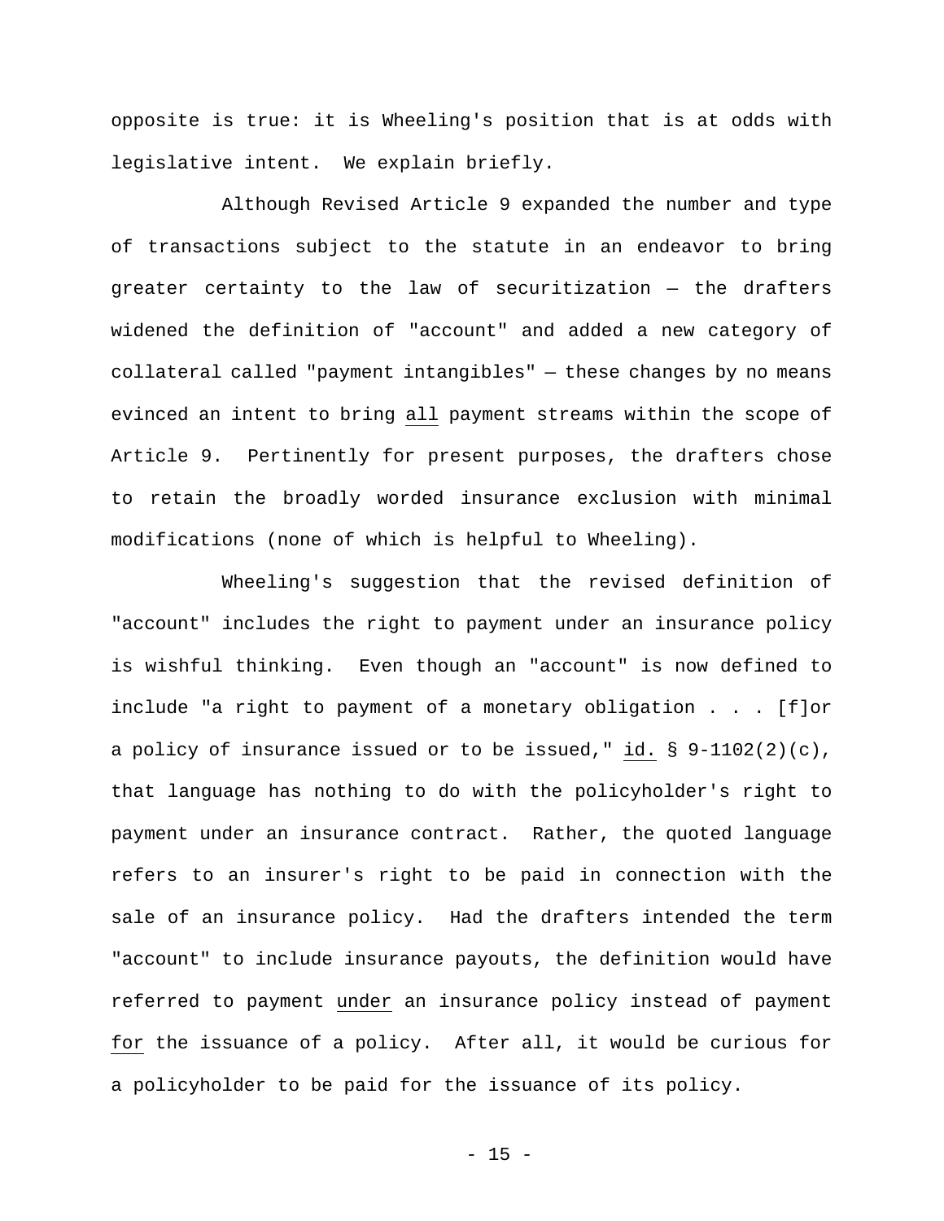opposite is true: it is Wheeling's position that is at odds with legislative intent. We explain briefly.

Although Revised Article 9 expanded the number and type of transactions subject to the statute in an endeavor to bring greater certainty to the law of securitization — the drafters widened the definition of "account" and added a new category of collateral called "payment intangibles" — these changes by no means evinced an intent to bring all payment streams within the scope of Article 9. Pertinently for present purposes, the drafters chose to retain the broadly worded insurance exclusion with minimal modifications (none of which is helpful to Wheeling).

Wheeling's suggestion that the revised definition of "account" includes the right to payment under an insurance policy is wishful thinking. Even though an "account" is now defined to include "a right to payment of a monetary obligation . . . [f]or a policy of insurance issued or to be issued," id. § 9-1102(2)(c), that language has nothing to do with the policyholder's right to payment under an insurance contract. Rather, the quoted language refers to an insurer's right to be paid in connection with the sale of an insurance policy. Had the drafters intended the term "account" to include insurance payouts, the definition would have referred to payment under an insurance policy instead of payment for the issuance of a policy. After all, it would be curious for a policyholder to be paid for the issuance of its policy.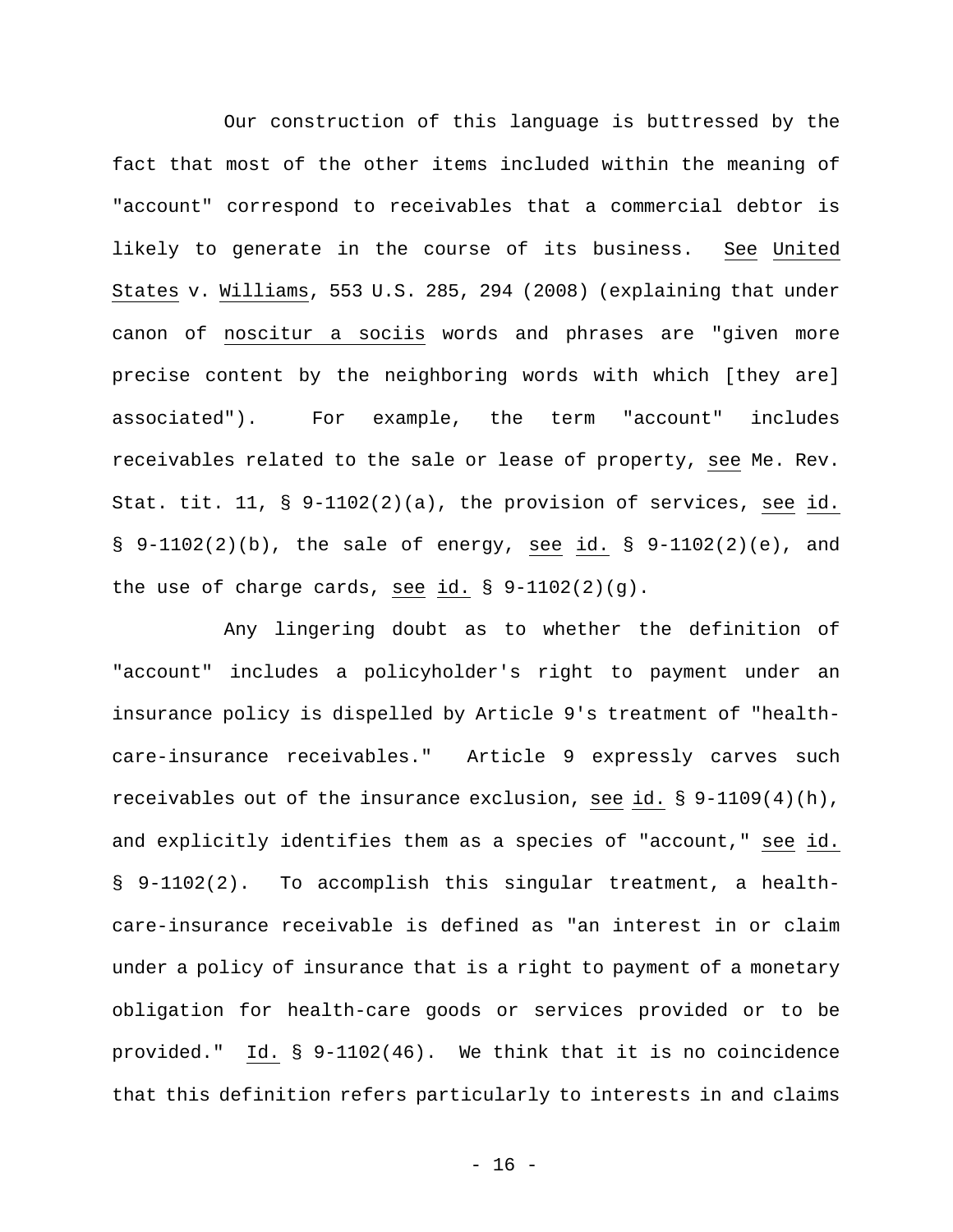Our construction of this language is buttressed by the fact that most of the other items included within the meaning of "account" correspond to receivables that a commercial debtor is likely to generate in the course of its business. See United States v. Williams, 553 U.S. 285, 294 (2008) (explaining that under canon of *noscitur a sociis* words and phrases are "given more precise content by the neighboring words with which [they are] associated"). For example, the term "account" includes receivables related to the sale or lease of property, see Me. Rev. Stat. tit. 11, § 9-1102(2)(a), the provision of services, see id. § 9-1102(2)(b), the sale of energy, see id. § 9-1102(2)(e), and the use of charge cards, see id. § 9-1102(2)(g).

Any lingering doubt as to whether the definition of "account" includes a policyholder's right to payment under an insurance policy is dispelled by Article 9's treatment of "health-care-insurance receivables." Article 9 expressly carves such receivables out of the insurance exclusion, see id. § 9-1109(4)(h), and explicitly identifies them as a species of "account," see id. § 9-1102(2). To accomplish this singular treatment, a health-care-insurance receivable is defined as "an interest in or claim under a policy of insurance that is a right to payment of a monetary obligation for health-care goods or services provided or to be provided." Id. § 9-1102(46). We think that it is no coincidence that this definition refers particularly to interests in and claims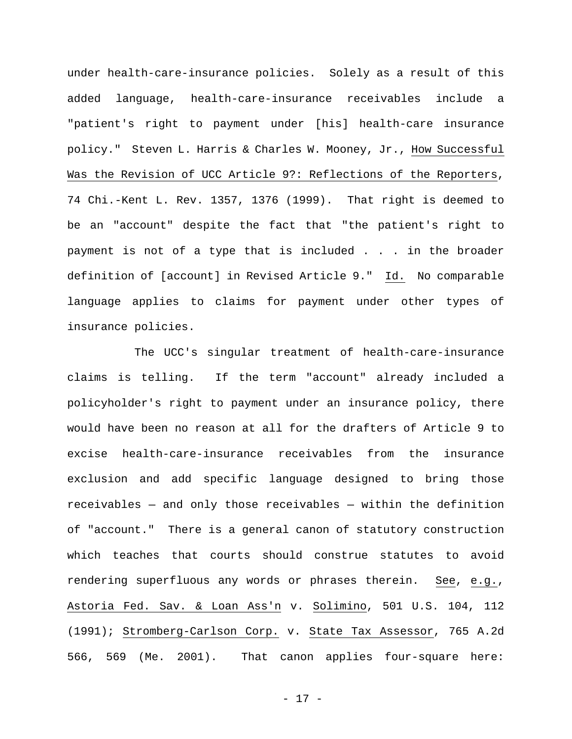under health-care-insurance policies. Solely as a result of this added language, health-care-insurance receivables include a "patient's right to payment under [his] health-care insurance policy." Steven L. Harris & Charles W. Mooney, Jr., How Successful Was the Revision of UCC Article 9?: Reflections of the Reporters, 74 Chi.-Kent L. Rev. 1357, 1376 (1999). That right is deemed to be an "account" despite the fact that "the patient's right to payment is not of a type that is included . . . in the broader definition of [account] in Revised Article 9." Id. No comparable language applies to claims for payment under other types of insurance policies.

The UCC's singular treatment of health-care-insurance claims is telling. If the term "account" already included a policyholder's right to payment under an insurance policy, there would have been no reason at all for the drafters of Article 9 to excise health-care-insurance receivables from the insurance exclusion and add specific language designed to bring those receivables — and only those receivables — within the definition of "account." There is a general canon of statutory construction which teaches that courts should construe statutes to avoid rendering superfluous any words or phrases therein. See, e.g., Astoria Fed. Sav. & Loan Ass'n v. Solimino, 501 U.S. 104, 112 (1991); Stromberg-Carlson Corp. v. State Tax Assessor, 765 A.2d 566, 569 (Me. 2001). That canon applies four-square here: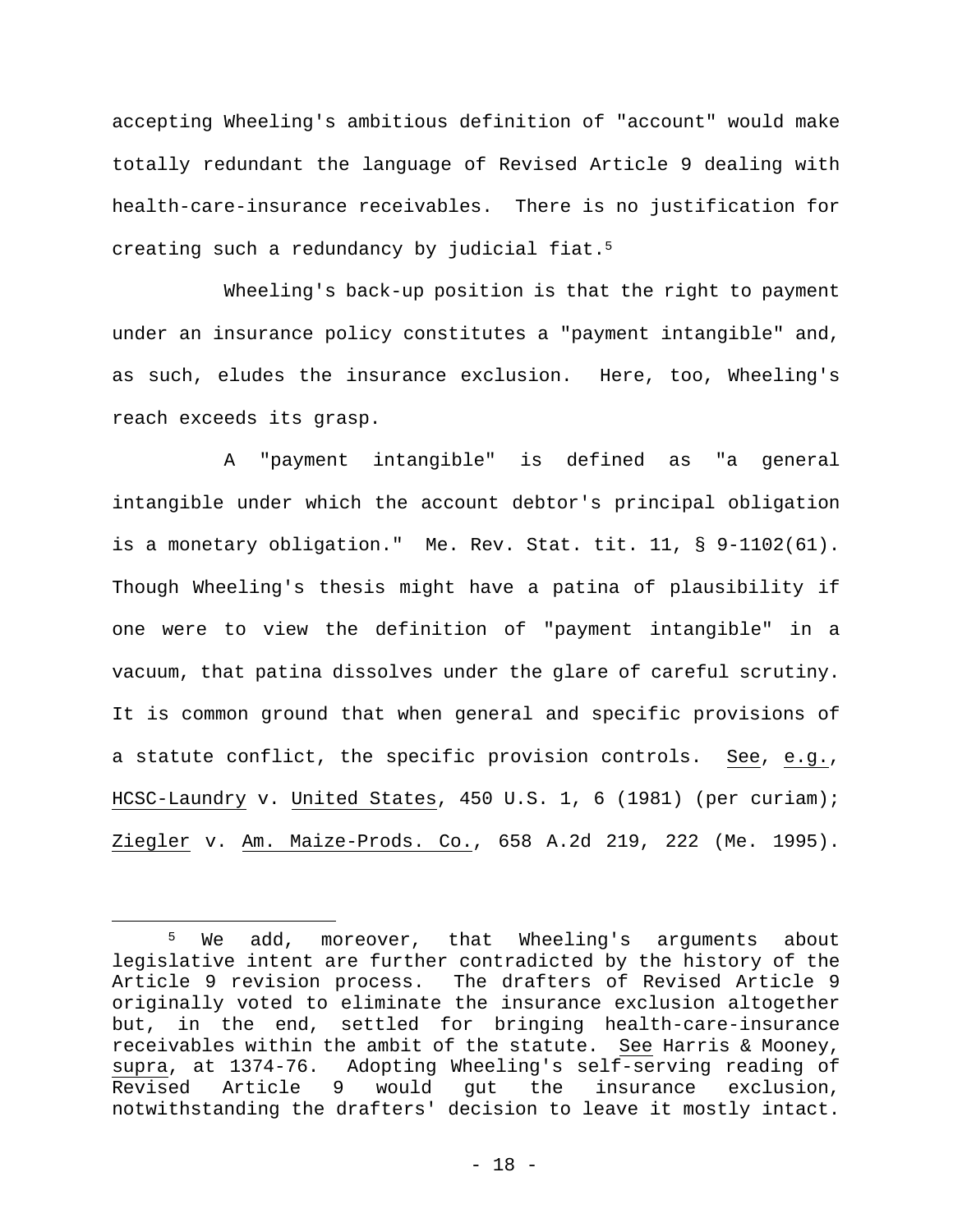accepting Wheeling's ambitious definition of "account" would make totally redundant the language of Revised Article 9 dealing with health-care-insurance receivables. There is no justification for creating such a redundancy by judicial fiat.[5]

Wheeling's back-up position is that the right to payment under an insurance policy constitutes a "payment intangible" and, as such, eludes the insurance exclusion. Here, too, Wheeling's reach exceeds its grasp.

A "payment intangible" is defined as "a general intangible under which the account debtor's principal obligation is a monetary obligation." Me. Rev. Stat. tit. 11, § 9-1102(61). Though Wheeling's thesis might have a patina of plausibility if one were to view the definition of "payment intangible" in a vacuum, that patina dissolves under the glare of careful scrutiny. It is common ground that when general and specific provisions of a statute conflict, the specific provision controls. See, e.g., HCSC-Laundry v. United States, 450 U.S. 1, 6 (1981) (per curiam); Ziegler v. Am. Maize-Prods. Co., 658 A.2d 219, 222 (Me. 1995).

---

[5] We add, moreover, that Wheeling's arguments about legislative intent are further contradicted by the history of the Article 9 revision process. The drafters of Revised Article 9 originally voted to eliminate the insurance exclusion altogether but, in the end, settled for bringing health-care-insurance receivables within the ambit of the statute. See Harris & Mooney, supra, at 1374-76. Adopting Wheeling's self-serving reading of Revised Article 9 would gut the insurance exclusion, notwithstanding the drafters' decision to leave it mostly intact.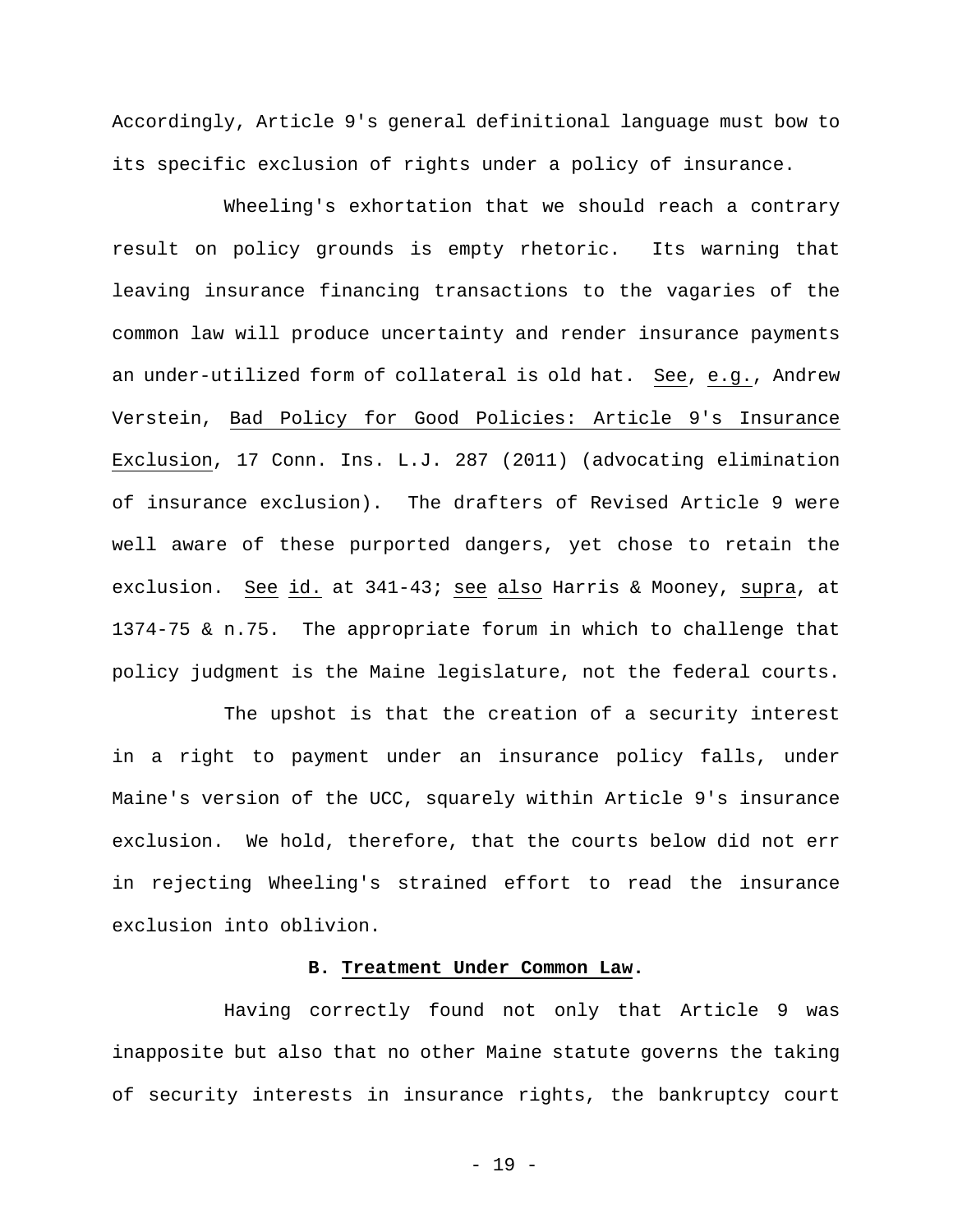Accordingly, Article 9's general definitional language must bow to its specific exclusion of rights under a policy of insurance.

Wheeling's exhortation that we should reach a contrary result on policy grounds is empty rhetoric. Its warning that leaving insurance financing transactions to the vagaries of the common law will produce uncertainty and render insurance payments an under-utilized form of collateral is old hat. See, e.g., Andrew Verstein, Bad Policy for Good Policies: Article 9's Insurance Exclusion, 17 Conn. Ins. L.J. 287 (2011) (advocating elimination of insurance exclusion). The drafters of Revised Article 9 were well aware of these purported dangers, yet chose to retain the exclusion. See id. at 341-43; see also Harris & Mooney, supra, at 1374-75 & n.75. The appropriate forum in which to challenge that policy judgment is the Maine legislature, not the federal courts.

The upshot is that the creation of a security interest in a right to payment under an insurance policy falls, under Maine's version of the UCC, squarely within Article 9's insurance exclusion. We hold, therefore, that the courts below did not err in rejecting Wheeling's strained effort to read the insurance exclusion into oblivion.

**B. Treatment Under Common Law.**

Having correctly found not only that Article 9 was inapposite but also that no other Maine statute governs the taking of security interests in insurance rights, the bankruptcy court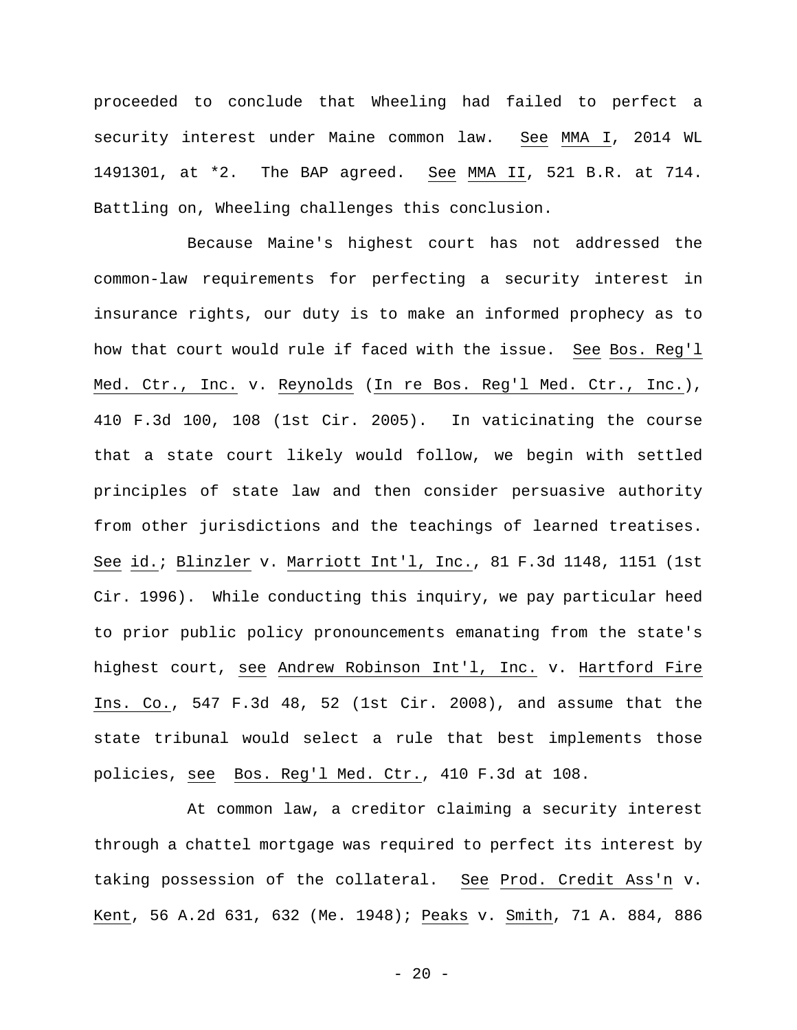proceeded to conclude that Wheeling had failed to perfect a security interest under Maine common law. See MMA I, 2014 WL 1491301, at *2. The BAP agreed. See MMA II, 521 B.R. at 714. Battling on, Wheeling challenges this conclusion.

Because Maine's highest court has not addressed the common-law requirements for perfecting a security interest in insurance rights, our duty is to make an informed prophecy as to how that court would rule if faced with the issue. See Bos. Reg'l Med. Ctr., Inc. v. Reynolds (In re Bos. Reg'l Med. Ctr., Inc.), 410 F.3d 100, 108 (1st Cir. 2005). In vaticinating the course that a state court likely would follow, we begin with settled principles of state law and then consider persuasive authority from other jurisdictions and the teachings of learned treatises. See id.; Blinzler v. Marriott Int'l, Inc., 81 F.3d 1148, 1151 (1st Cir. 1996). While conducting this inquiry, we pay particular heed to prior public policy pronouncements emanating from the state's highest court, see Andrew Robinson Int'l, Inc. v. Hartford Fire Ins. Co., 547 F.3d 48, 52 (1st Cir. 2008), and assume that the state tribunal would select a rule that best implements those policies, see Bos. Reg'l Med. Ctr., 410 F.3d at 108.

At common law, a creditor claiming a security interest through a chattel mortgage was required to perfect its interest by taking possession of the collateral. See Prod. Credit Ass'n v. Kent, 56 A.2d 631, 632 (Me. 1948); Peaks v. Smith, 71 A. 884, 886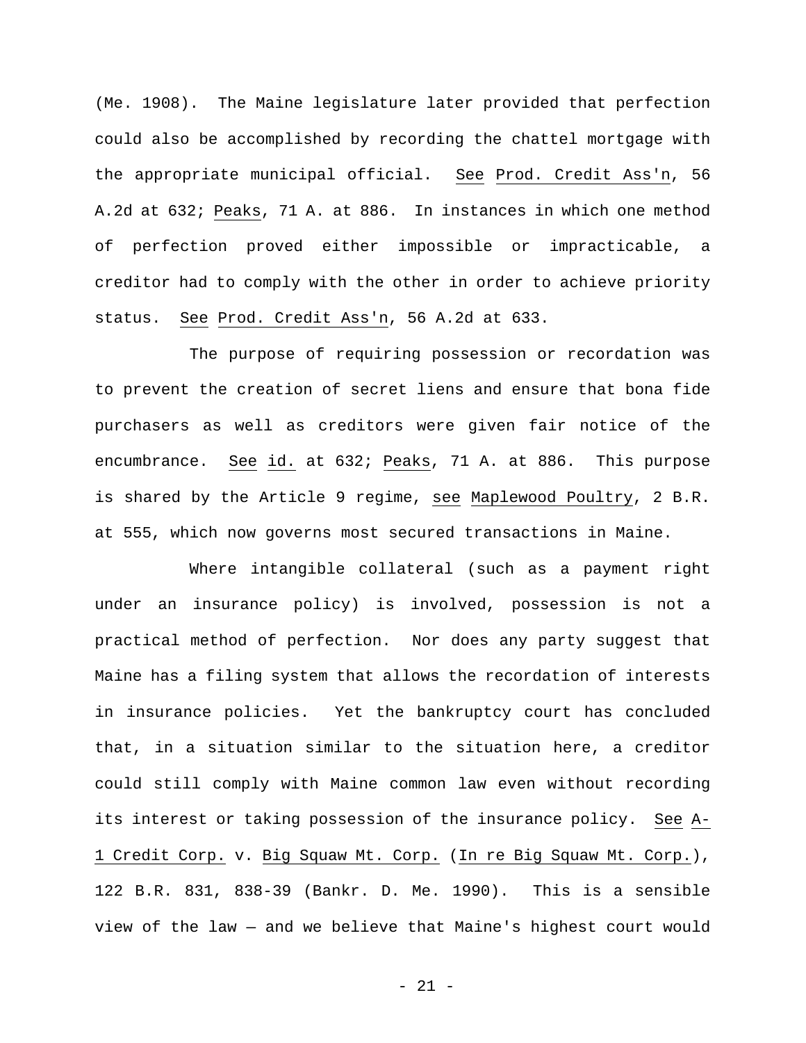(Me. 1908). The Maine legislature later provided that perfection could also be accomplished by recording the chattel mortgage with the appropriate municipal official. See Prod. Credit Ass'n, 56 A.2d at 632; Peaks, 71 A. at 886. In instances in which one method of perfection proved either impossible or impracticable, a creditor had to comply with the other in order to achieve priority status. See Prod. Credit Ass'n, 56 A.2d at 633.

The purpose of requiring possession or recordation was to prevent the creation of secret liens and ensure that bona fide purchasers as well as creditors were given fair notice of the encumbrance. See id. at 632; Peaks, 71 A. at 886. This purpose is shared by the Article 9 regime, see Maplewood Poultry, 2 B.R. at 555, which now governs most secured transactions in Maine.

Where intangible collateral (such as a payment right under an insurance policy) is involved, possession is not a practical method of perfection. Nor does any party suggest that Maine has a filing system that allows the recordation of interests in insurance policies. Yet the bankruptcy court has concluded that, in a situation similar to the situation here, a creditor could still comply with Maine common law even without recording its interest or taking possession of the insurance policy. See A-1 Credit Corp. v. Big Squaw Mt. Corp. (In re Big Squaw Mt. Corp.), 122 B.R. 831, 838-39 (Bankr. D. Me. 1990). This is a sensible view of the law — and we believe that Maine's highest court would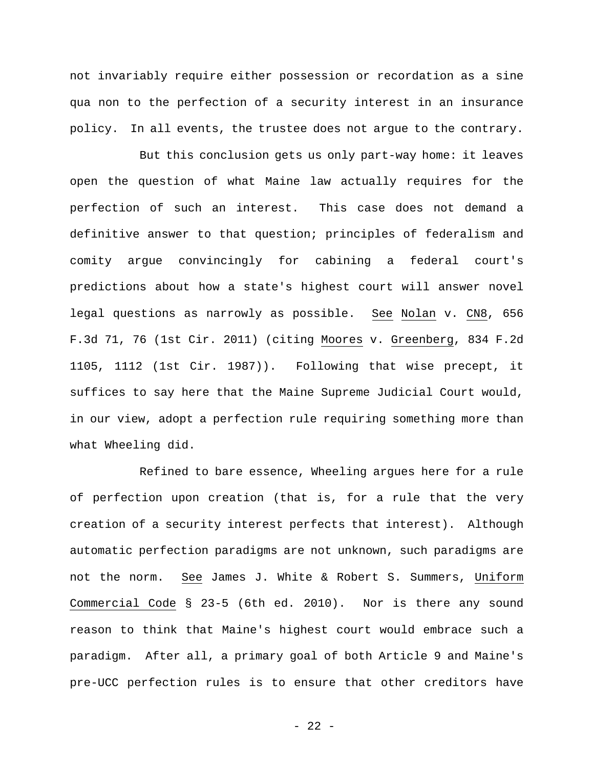not invariably require either possession or recordation as a sine qua non to the perfection of a security interest in an insurance policy. In all events, the trustee does not argue to the contrary.

But this conclusion gets us only part-way home: it leaves open the question of what Maine law actually requires for the perfection of such an interest. This case does not demand a definitive answer to that question; principles of federalism and comity argue convincingly for cabining a federal court's predictions about how a state's highest court will answer novel legal questions as narrowly as possible. See Nolan v. CN8, 656 F.3d 71, 76 (1st Cir. 2011) (citing Moores v. Greenberg, 834 F.2d 1105, 1112 (1st Cir. 1987)). Following that wise precept, it suffices to say here that the Maine Supreme Judicial Court would, in our view, adopt a perfection rule requiring something more than what Wheeling did.

Refined to bare essence, Wheeling argues here for a rule of perfection upon creation (that is, for a rule that the very creation of a security interest perfects that interest). Although automatic perfection paradigms are not unknown, such paradigms are not the norm. See James J. White & Robert S. Summers, Uniform Commercial Code § 23-5 (6th ed. 2010). Nor is there any sound reason to think that Maine's highest court would embrace such a paradigm. After all, a primary goal of both Article 9 and Maine's pre-UCC perfection rules is to ensure that other creditors have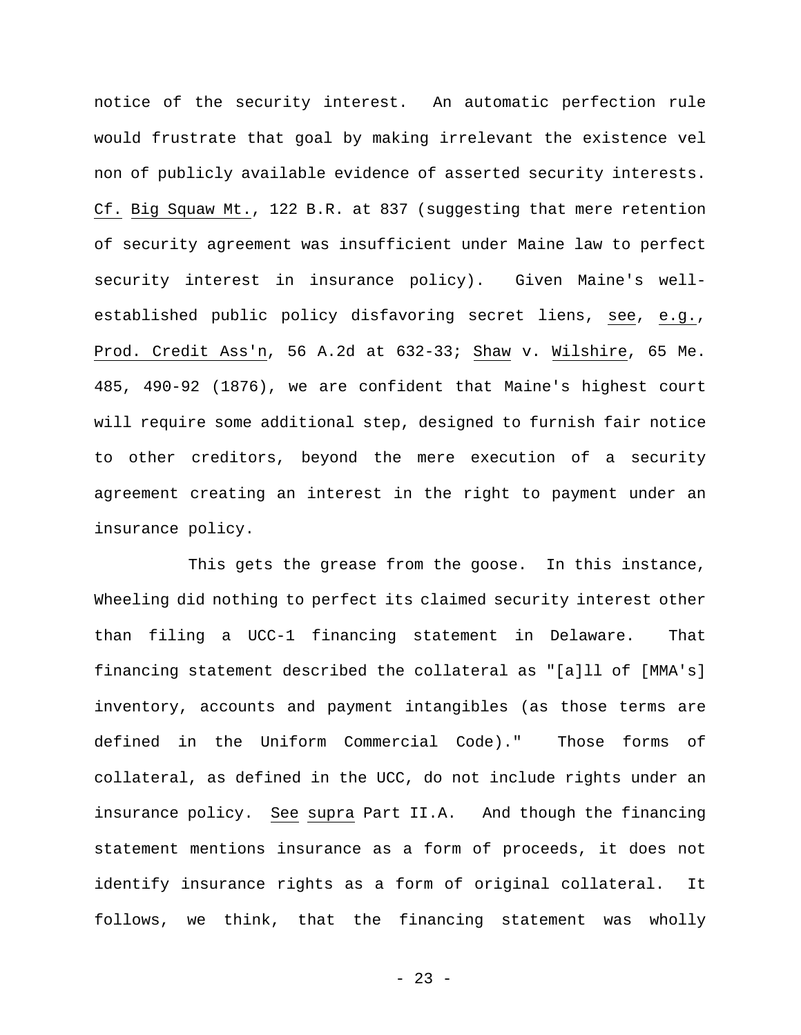notice of the security interest. An automatic perfection rule would frustrate that goal by making irrelevant the existence vel non of publicly available evidence of asserted security interests. Cf. Big Squaw Mt., 122 B.R. at 837 (suggesting that mere retention of security agreement was insufficient under Maine law to perfect security interest in insurance policy). Given Maine's well-established public policy disfavoring secret liens, see, e.g., Prod. Credit Ass'n, 56 A.2d at 632-33; Shaw v. Wilshire, 65 Me. 485, 490-92 (1876), we are confident that Maine's highest court will require some additional step, designed to furnish fair notice to other creditors, beyond the mere execution of a security agreement creating an interest in the right to payment under an insurance policy.

This gets the grease from the goose. In this instance, Wheeling did nothing to perfect its claimed security interest other than filing a UCC-1 financing statement in Delaware. That financing statement described the collateral as "[a]ll of [MMA's] inventory, accounts and payment intangibles (as those terms are defined in the Uniform Commercial Code)." Those forms of collateral, as defined in the UCC, do not include rights under an insurance policy. See supra Part II.A. And though the financing statement mentions insurance as a form of proceeds, it does not identify insurance rights as a form of original collateral. It follows, we think, that the financing statement was wholly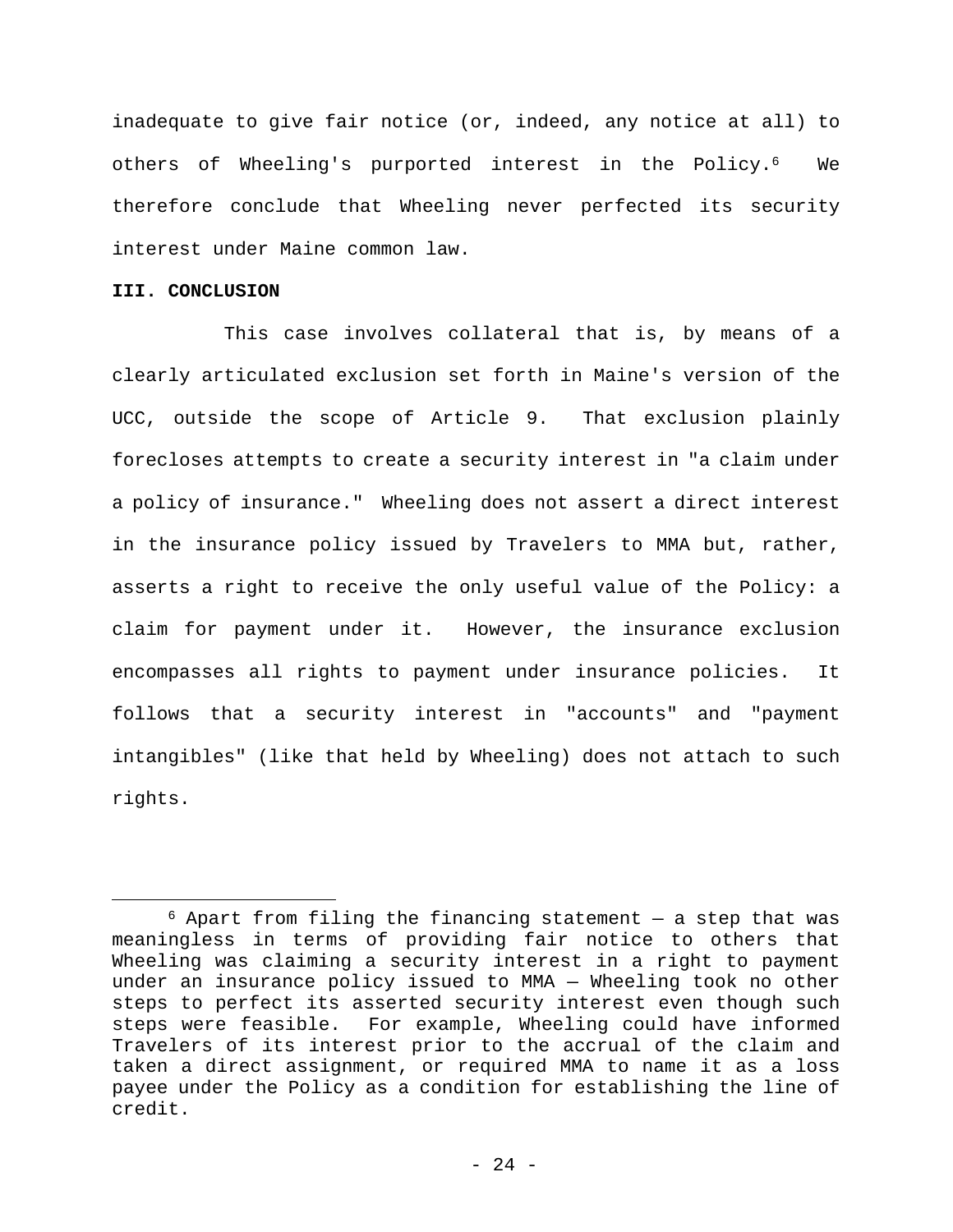inadequate to give fair notice (or, indeed, any notice at all) to others of Wheeling's purported interest in the Policy.[6] We therefore conclude that Wheeling never perfected its security interest under Maine common law.

**III. CONCLUSION**

This case involves collateral that is, by means of a clearly articulated exclusion set forth in Maine's version of the UCC, outside the scope of Article 9. That exclusion plainly forecloses attempts to create a security interest in "a claim under a policy of insurance." Wheeling does not assert a direct interest in the insurance policy issued by Travelers to MMA but, rather, asserts a right to receive the only useful value of the Policy: a claim for payment under it. However, the insurance exclusion encompasses all rights to payment under insurance policies. It follows that a security interest in "accounts" and "payment intangibles" (like that held by Wheeling) does not attach to such rights.

---

[6] Apart from filing the financing statement — a step that was meaningless in terms of providing fair notice to others that Wheeling was claiming a security interest in a right to payment under an insurance policy issued to MMA — Wheeling took no other steps to perfect its asserted security interest even though such steps were feasible. For example, Wheeling could have informed Travelers of its interest prior to the accrual of the claim and taken a direct assignment, or required MMA to name it as a loss payee under the Policy as a condition for establishing the line of credit.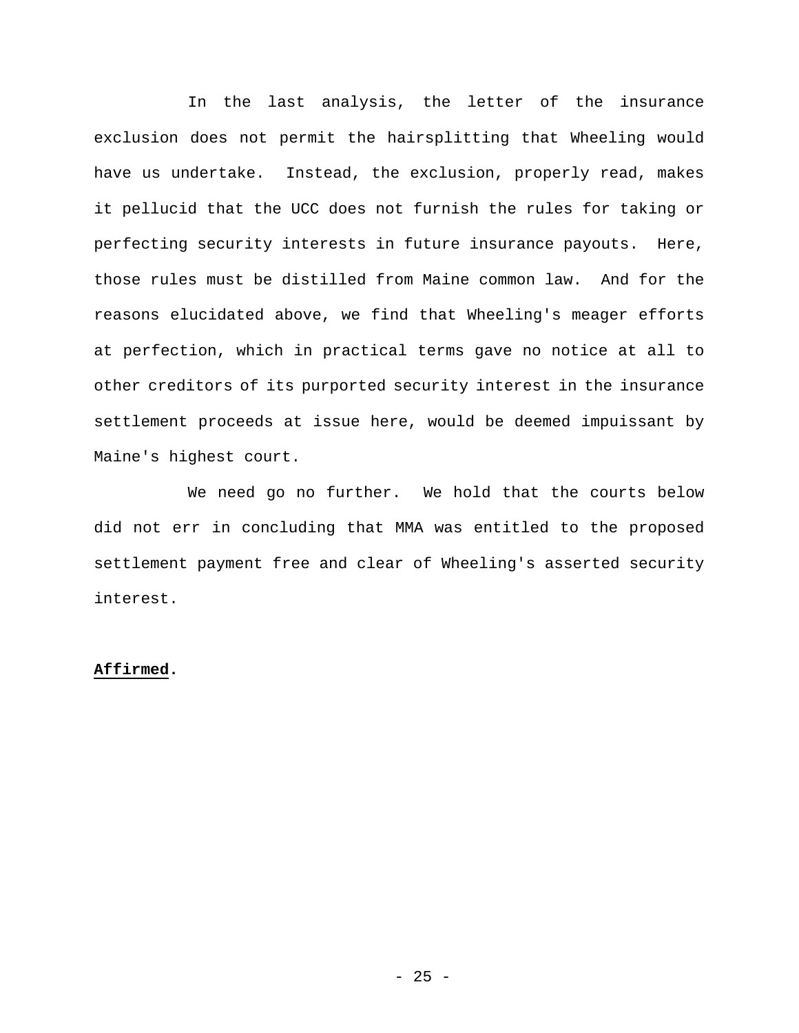In the last analysis, the letter of the insurance exclusion does not permit the hairsplitting that Wheeling would have us undertake. Instead, the exclusion, properly read, makes it pellucid that the UCC does not furnish the rules for taking or perfecting security interests in future insurance payouts. Here, those rules must be distilled from Maine common law. And for the reasons elucidated above, we find that Wheeling's meager efforts at perfection, which in practical terms gave no notice at all to other creditors of its purported security interest in the insurance settlement proceeds at issue here, would be deemed impuissant by Maine's highest court.

We need go no further. We hold that the courts below did not err in concluding that MMA was entitled to the proposed settlement payment free and clear of Wheeling's asserted security interest.

**Affirmed.**